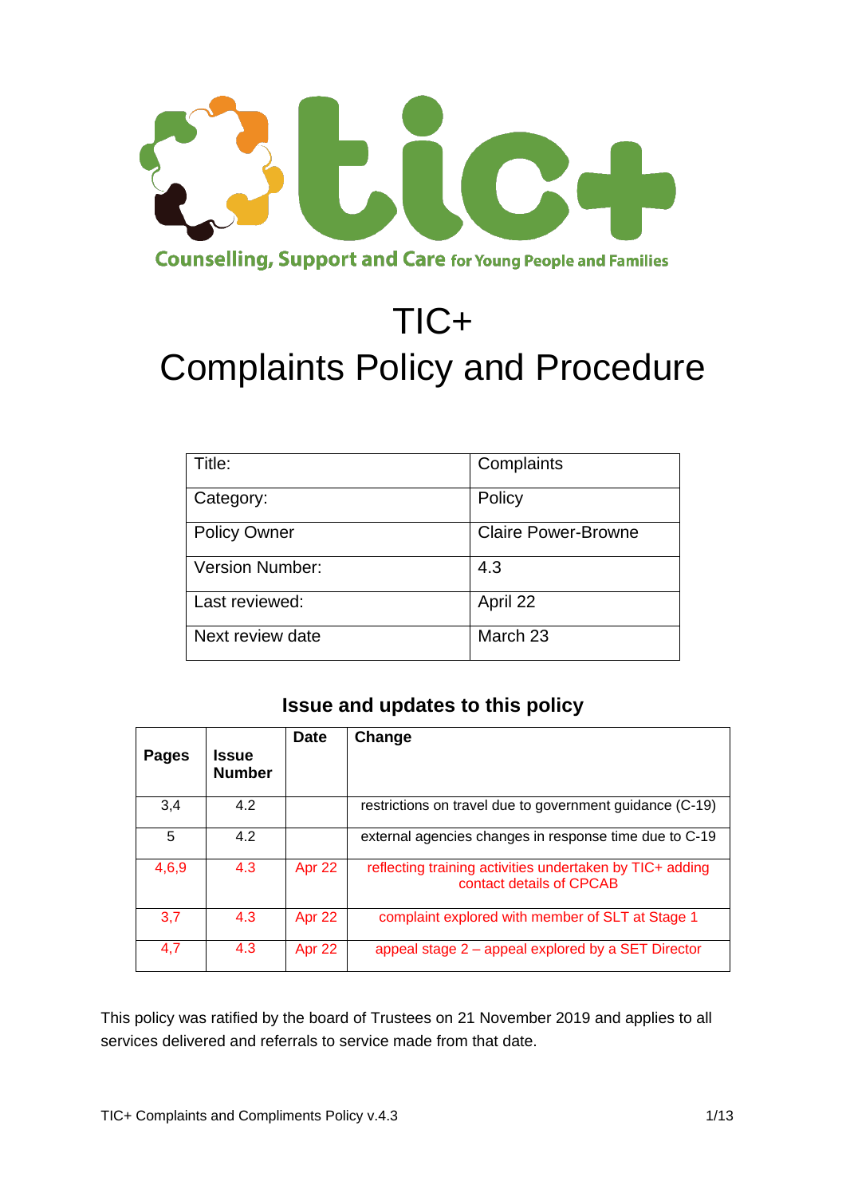Counselling, Support and Care for Young People and Families

# TIC+
# Complaints Policy and Procedure

| Title: | Complaints |
|---|---|
| Category: | Policy |
| Policy Owner | Claire Power-Browne |
| Version Number: | 4.3 |
| Last reviewed: | April 22 |
| Next review date | March 23 |

## Issue and updates to this policy

| Pages | Issue Number | Date | Change |
|---|---|---|---|
| 3,4 | 4.2 | | restrictions on travel due to government guidance (C-19) |
| 5 | 4.2 | | external agencies changes in response time due to C-19 |
| 4,6,9 | 4.3 | Apr 22 | reflecting training activities undertaken by TIC+ adding contact details of CPCAB |
| 3,7 | 4.3 | Apr 22 | complaint explored with member of SLT at Stage 1 |
| 4,7 | 4.3 | Apr 22 | appeal stage 2 – appeal explored by a SET Director |

This policy was ratified by the board of Trustees on 21 November 2019 and applies to all services delivered and referrals to service made from that date.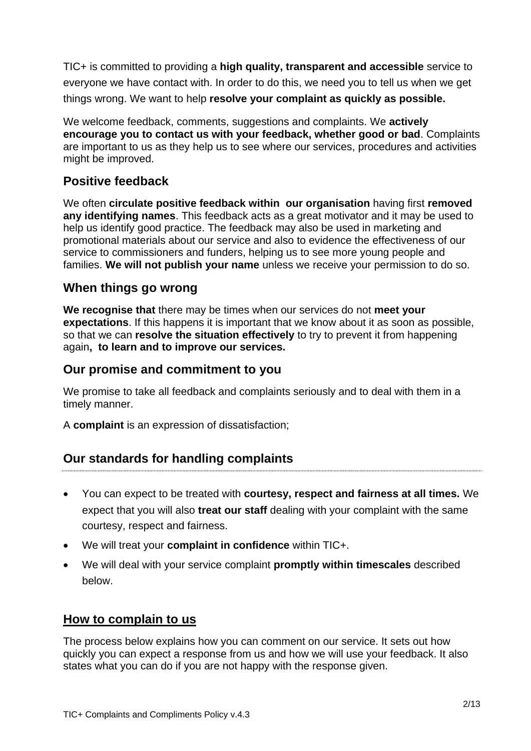TIC+ is committed to providing a **high quality, transparent and accessible** service to everyone we have contact with. In order to do this, we need you to tell us when we get things wrong. We want to help **resolve your complaint as quickly as possible.**

We welcome feedback, comments, suggestions and complaints. We **actively encourage you to contact us with your feedback, whether good or bad**. Complaints are important to us as they help us to see where our services, procedures and activities might be improved.

## Positive feedback

We often **circulate positive feedback within our organisation** having first **removed any identifying names**. This feedback acts as a great motivator and it may be used to help us identify good practice. The feedback may also be used in marketing and promotional materials about our service and also to evidence the effectiveness of our service to commissioners and funders, helping us to see more young people and families. **We will not publish your name** unless we receive your permission to do so.

## When things go wrong

**We recognise that** there may be times when our services do not **meet your expectations**. If this happens it is important that we know about it as soon as possible, so that we can **resolve the situation effectively** to try to prevent it from happening again**, to learn and to improve our services.**

## Our promise and commitment to you

We promise to take all feedback and complaints seriously and to deal with them in a timely manner.

A **complaint** is an expression of dissatisfaction;

## Our standards for handling complaints

- You can expect to be treated with **courtesy, respect and fairness at all times.** We expect that you will also **treat our staff** dealing with your complaint with the same courtesy, respect and fairness.
- We will treat your **complaint in confidence** within TIC+.
- We will deal with your service complaint **promptly within timescales** described below.

## How to complain to us

The process below explains how you can comment on our service. It sets out how quickly you can expect a response from us and how we will use your feedback. It also states what you can do if you are not happy with the response given.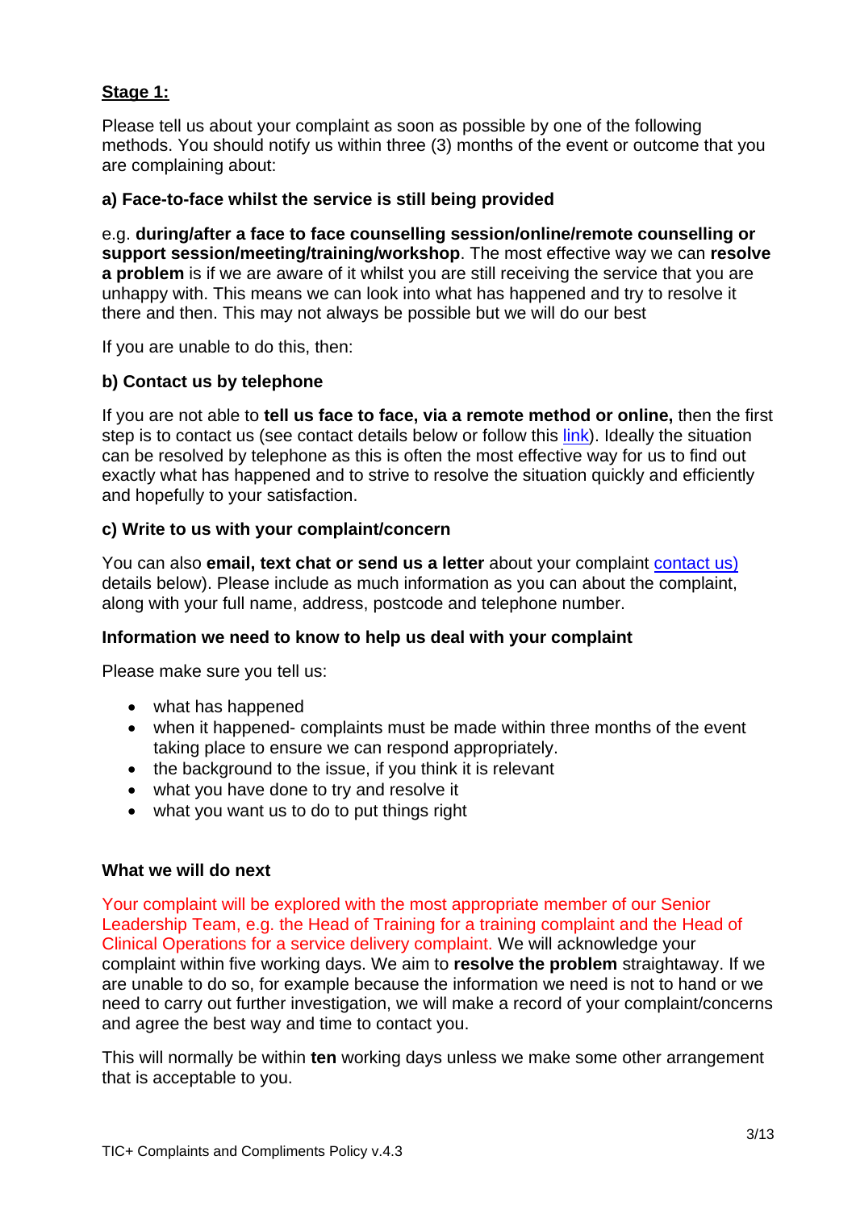**Stage 1:**

Please tell us about your complaint as soon as possible by one of the following methods. You should notify us within three (3) months of the event or outcome that you are complaining about:

**a) Face-to-face whilst the service is still being provided**

e.g. **during/after a face to face counselling session/online/remote counselling or support session/meeting/training/workshop**. The most effective way we can **resolve a problem** is if we are aware of it whilst you are still receiving the service that you are unhappy with. This means we can look into what has happened and try to resolve it there and then. This may not always be possible but we will do our best

If you are unable to do this, then:

**b) Contact us by telephone**

If you are not able to **tell us face to face, via a remote method or online,** then the first step is to contact us (see contact details below or follow this link). Ideally the situation can be resolved by telephone as this is often the most effective way for us to find out exactly what has happened and to strive to resolve the situation quickly and efficiently and hopefully to your satisfaction.

**c) Write to us with your complaint/concern**

You can also **email, text chat or send us a letter** about your complaint contact us) details below). Please include as much information as you can about the complaint, along with your full name, address, postcode and telephone number.

**Information we need to know to help us deal with your complaint**

Please make sure you tell us:

- what has happened
- when it happened- complaints must be made within three months of the event taking place to ensure we can respond appropriately.
- the background to the issue, if you think it is relevant
- what you have done to try and resolve it
- what you want us to do to put things right

**What we will do next**

Your complaint will be explored with the most appropriate member of our Senior Leadership Team, e.g. the Head of Training for a training complaint and the Head of Clinical Operations for a service delivery complaint. We will acknowledge your complaint within five working days. We aim to **resolve the problem** straightaway. If we are unable to do so, for example because the information we need is not to hand or we need to carry out further investigation, we will make a record of your complaint/concerns and agree the best way and time to contact you.

This will normally be within **ten** working days unless we make some other arrangement that is acceptable to you.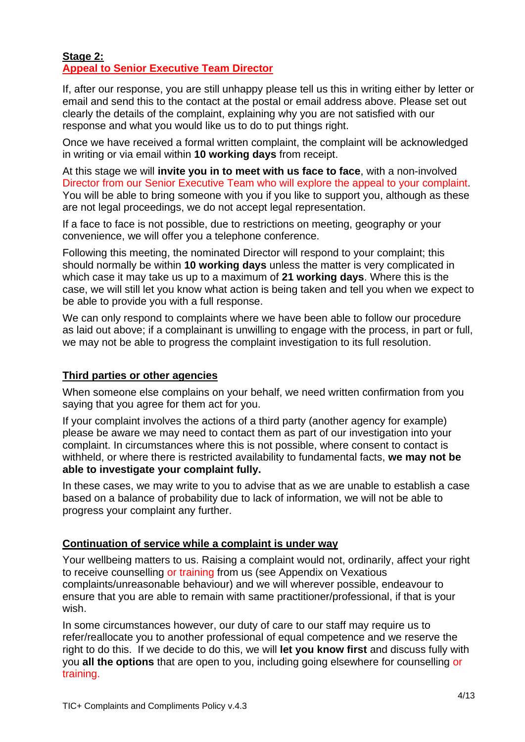**Stage 2:**
**Appeal to Senior Executive Team Director**

If, after our response, you are still unhappy please tell us this in writing either by letter or email and send this to the contact at the postal or email address above. Please set out clearly the details of the complaint, explaining why you are not satisfied with our response and what you would like us to do to put things right.

Once we have received a formal written complaint, the complaint will be acknowledged in writing or via email within **10 working days** from receipt.

At this stage we will **invite you in to meet with us face to face**, with a non-involved Director from our Senior Executive Team who will explore the appeal to your complaint. You will be able to bring someone with you if you like to support you, although as these are not legal proceedings, we do not accept legal representation.

If a face to face is not possible, due to restrictions on meeting, geography or your convenience, we will offer you a telephone conference.

Following this meeting, the nominated Director will respond to your complaint; this should normally be within **10 working days** unless the matter is very complicated in which case it may take us up to a maximum of **21 working days**. Where this is the case, we will still let you know what action is being taken and tell you when we expect to be able to provide you with a full response.

We can only respond to complaints where we have been able to follow our procedure as laid out above; if a complainant is unwilling to engage with the process, in part or full, we may not be able to progress the complaint investigation to its full resolution.

**Third parties or other agencies**

When someone else complains on your behalf, we need written confirmation from you saying that you agree for them act for you.

If your complaint involves the actions of a third party (another agency for example) please be aware we may need to contact them as part of our investigation into your complaint. In circumstances where this is not possible, where consent to contact is withheld, or where there is restricted availability to fundamental facts, **we may not be able to investigate your complaint fully.**

In these cases, we may write to you to advise that as we are unable to establish a case based on a balance of probability due to lack of information, we will not be able to progress your complaint any further.

**Continuation of service while a complaint is under way**

Your wellbeing matters to us. Raising a complaint would not, ordinarily, affect your right to receive counselling or training from us (see Appendix on Vexatious complaints/unreasonable behaviour) and we will wherever possible, endeavour to ensure that you are able to remain with same practitioner/professional, if that is your wish.

In some circumstances however, our duty of care to our staff may require us to refer/reallocate you to another professional of equal competence and we reserve the right to do this. If we decide to do this, we will **let you know first** and discuss fully with you **all the options** that are open to you, including going elsewhere for counselling or training.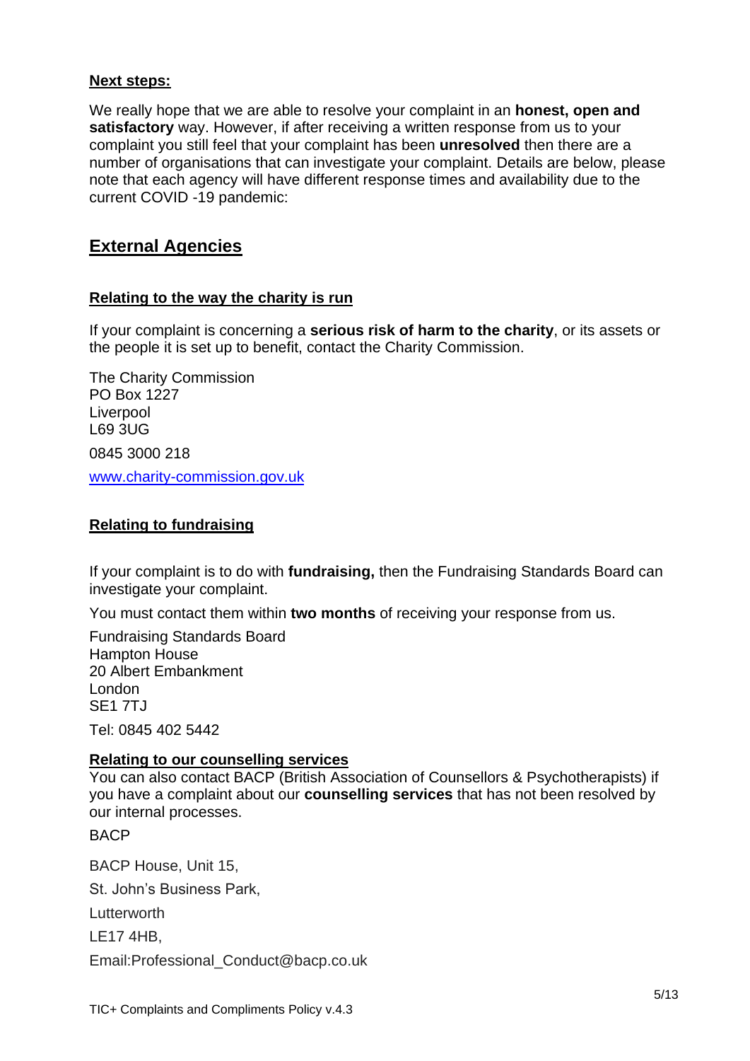**Next steps:**

We really hope that we are able to resolve your complaint in an **honest, open and satisfactory** way. However, if after receiving a written response from us to your complaint you still feel that your complaint has been **unresolved** then there are a number of organisations that can investigate your complaint. Details are below, please note that each agency will have different response times and availability due to the current COVID -19 pandemic:

## External Agencies

### Relating to the way the charity is run

If your complaint is concerning a **serious risk of harm to the charity**, or its assets or the people it is set up to benefit, contact the Charity Commission.

The Charity Commission  
PO Box 1227  
Liverpool  
L69 3UG

0845 3000 218

www.charity-commission.gov.uk

### Relating to fundraising

If your complaint is to do with **fundraising,** then the Fundraising Standards Board can investigate your complaint.

You must contact them within **two months** of receiving your response from us.

Fundraising Standards Board  
Hampton House  
20 Albert Embankment  
London  
SE1 7TJ

Tel: 0845 402 5442

### Relating to our counselling services

You can also contact BACP (British Association of Counsellors & Psychotherapists) if you have a complaint about our **counselling services** that has not been resolved by our internal processes.

BACP

BACP House, Unit 15,

St. John's Business Park,

Lutterworth

LE17 4HB,

Email:Professional_Conduct@bacp.co.uk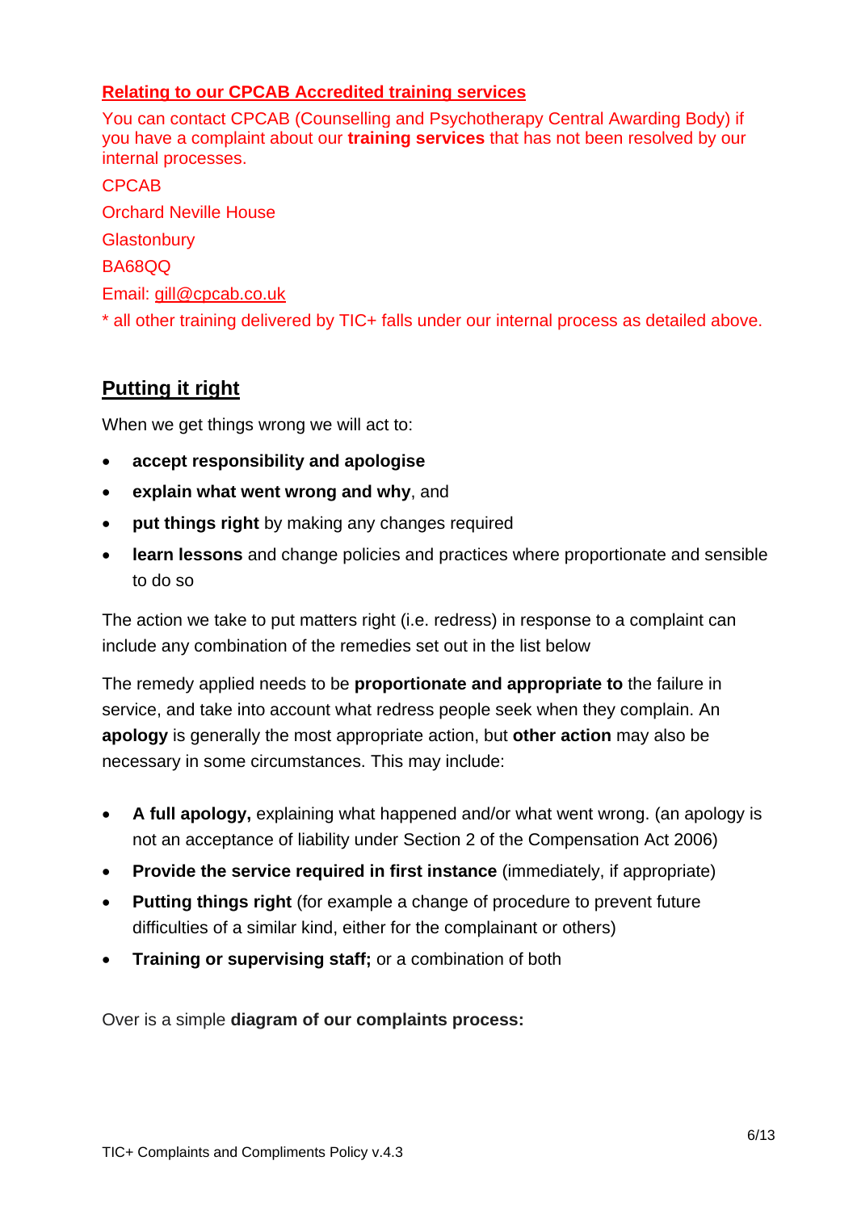**Relating to our CPCAB Accredited training services**

You can contact CPCAB (Counselling and Psychotherapy Central Awarding Body) if you have a complaint about our **training services** that has not been resolved by our internal processes.

CPCAB

Orchard Neville House

Glastonbury

BA68QQ

Email: gill@cpcab.co.uk

* all other training delivered by TIC+ falls under our internal process as detailed above.

## Putting it right

When we get things wrong we will act to:

- **accept responsibility and apologise**
- **explain what went wrong and why**, and
- **put things right** by making any changes required
- **learn lessons** and change policies and practices where proportionate and sensible to do so

The action we take to put matters right (i.e. redress) in response to a complaint can include any combination of the remedies set out in the list below

The remedy applied needs to be **proportionate and appropriate to** the failure in service, and take into account what redress people seek when they complain. An **apology** is generally the most appropriate action, but **other action** may also be necessary in some circumstances. This may include:

- **A full apology,** explaining what happened and/or what went wrong. (an apology is not an acceptance of liability under Section 2 of the Compensation Act 2006)
- **Provide the service required in first instance** (immediately, if appropriate)
- **Putting things right** (for example a change of procedure to prevent future difficulties of a similar kind, either for the complainant or others)
- **Training or supervising staff;** or a combination of both

Over is a simple **diagram of our complaints process:**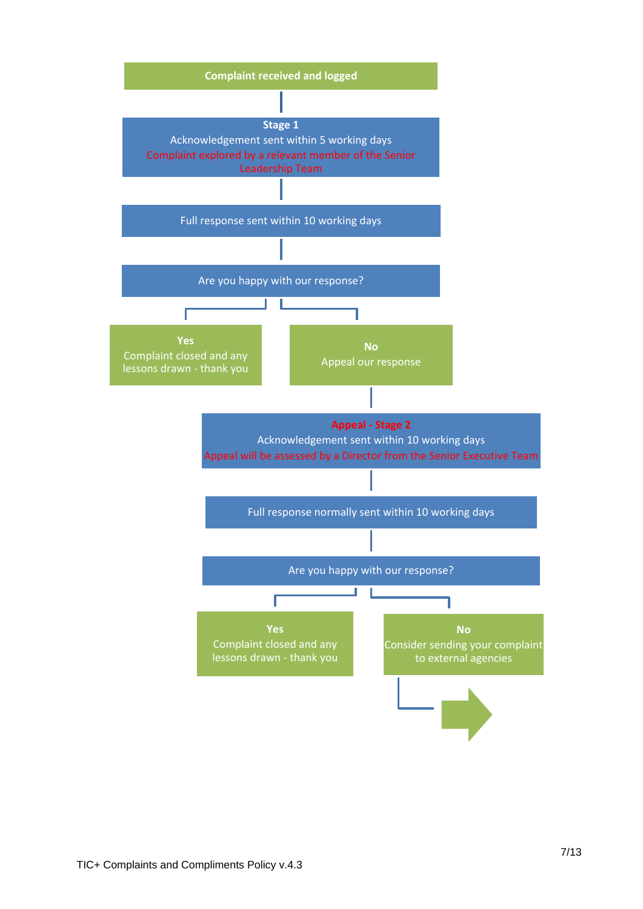**Complaint received and logged**

**Stage 1**
Acknowledgement sent within 5 working days
Complaint explored by a relevant member of the Senior Leadership Team

Full response sent within 10 working days

Are you happy with our response?

- **Yes**
  Complaint closed and any lessons drawn - thank you
- **No**
  Appeal our response

**Appeal - Stage 2**
Acknowledgement sent within 10 working days
Appeal will be assessed by a Director from the Senior Executive Team

Full response normally sent within 10 working days

Are you happy with our response?

- **Yes**
  Complaint closed and any lessons drawn - thank you
- **No**
  Consider sending your complaint to external agencies

TIC+ Complaints and Compliments Policy v.4.3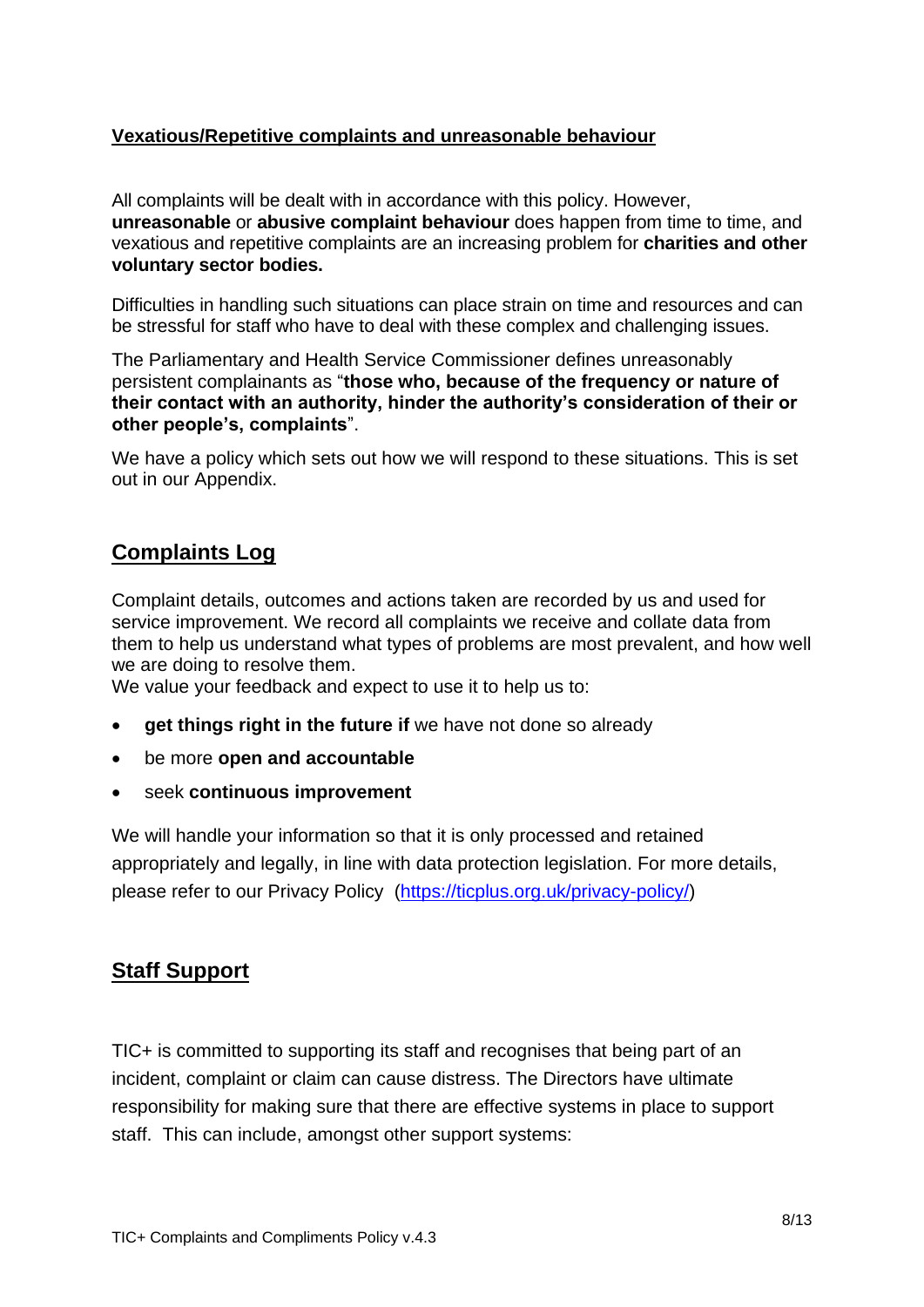**Vexatious/Repetitive complaints and unreasonable behaviour**

All complaints will be dealt with in accordance with this policy. However, **unreasonable** or **abusive complaint behaviour** does happen from time to time, and vexatious and repetitive complaints are an increasing problem for **charities and other voluntary sector bodies.**

Difficulties in handling such situations can place strain on time and resources and can be stressful for staff who have to deal with these complex and challenging issues.

The Parliamentary and Health Service Commissioner defines unreasonably persistent complainants as "**those who, because of the frequency or nature of their contact with an authority, hinder the authority's consideration of their or other people's, complaints**".

We have a policy which sets out how we will respond to these situations. This is set out in our Appendix.

## Complaints Log

Complaint details, outcomes and actions taken are recorded by us and used for service improvement. We record all complaints we receive and collate data from them to help us understand what types of problems are most prevalent, and how well we are doing to resolve them.
We value your feedback and expect to use it to help us to:

- **get things right in the future if** we have not done so already
- be more **open and accountable**
- seek **continuous improvement**

We will handle your information so that it is only processed and retained appropriately and legally, in line with data protection legislation. For more details, please refer to our Privacy Policy ([https://ticplus.org.uk/privacy-policy/](https://ticplus.org.uk/privacy-policy/))

## Staff Support

TIC+ is committed to supporting its staff and recognises that being part of an incident, complaint or claim can cause distress. The Directors have ultimate responsibility for making sure that there are effective systems in place to support staff. This can include, amongst other support systems: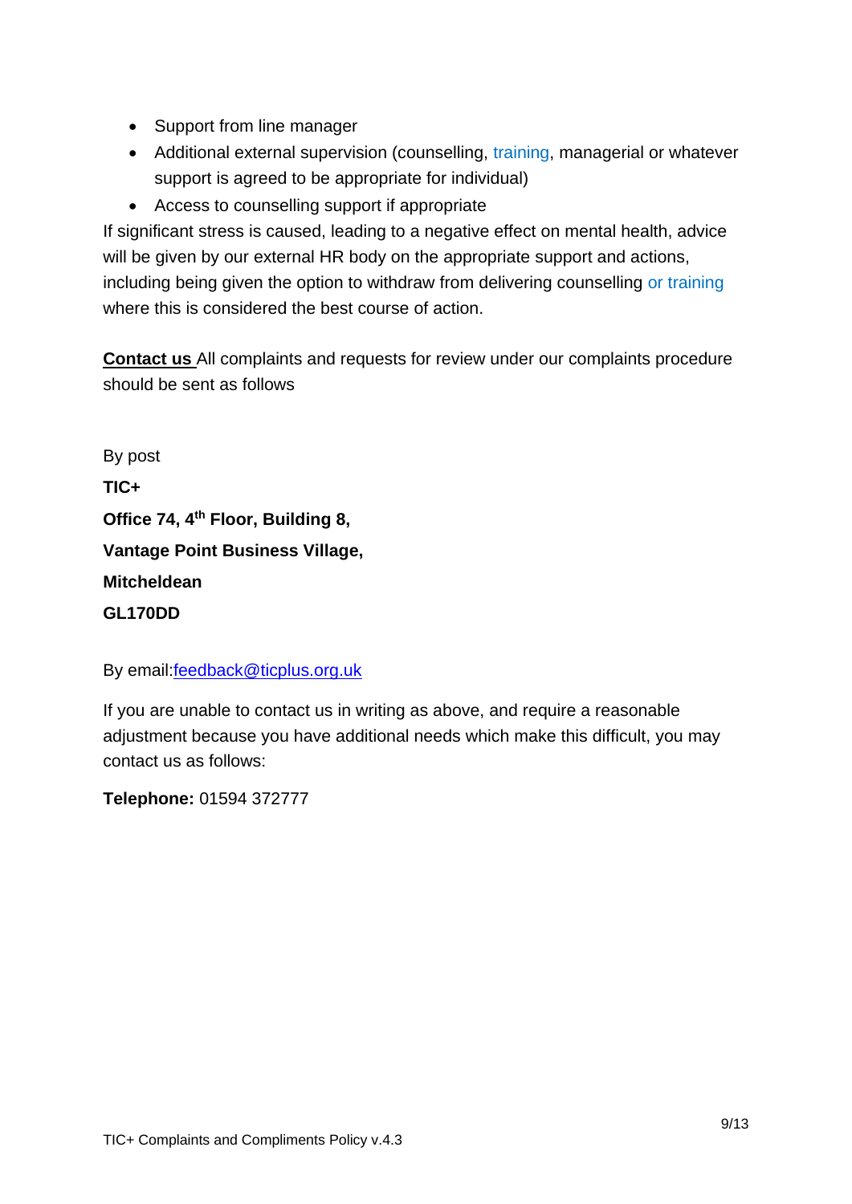- Support from line manager
- Additional external supervision (counselling, training, managerial or whatever support is agreed to be appropriate for individual)
- Access to counselling support if appropriate

If significant stress is caused, leading to a negative effect on mental health, advice will be given by our external HR body on the appropriate support and actions, including being given the option to withdraw from delivering counselling or training where this is considered the best course of action.

**Contact us** All complaints and requests for review under our complaints procedure should be sent as follows

By post

**TIC+**

**Office 74, 4th Floor, Building 8,**

**Vantage Point Business Village,**

**Mitcheldean**

**GL170DD**

By email:feedback@ticplus.org.uk

If you are unable to contact us in writing as above, and require a reasonable adjustment because you have additional needs which make this difficult, you may contact us as follows:

**Telephone:** 01594 372777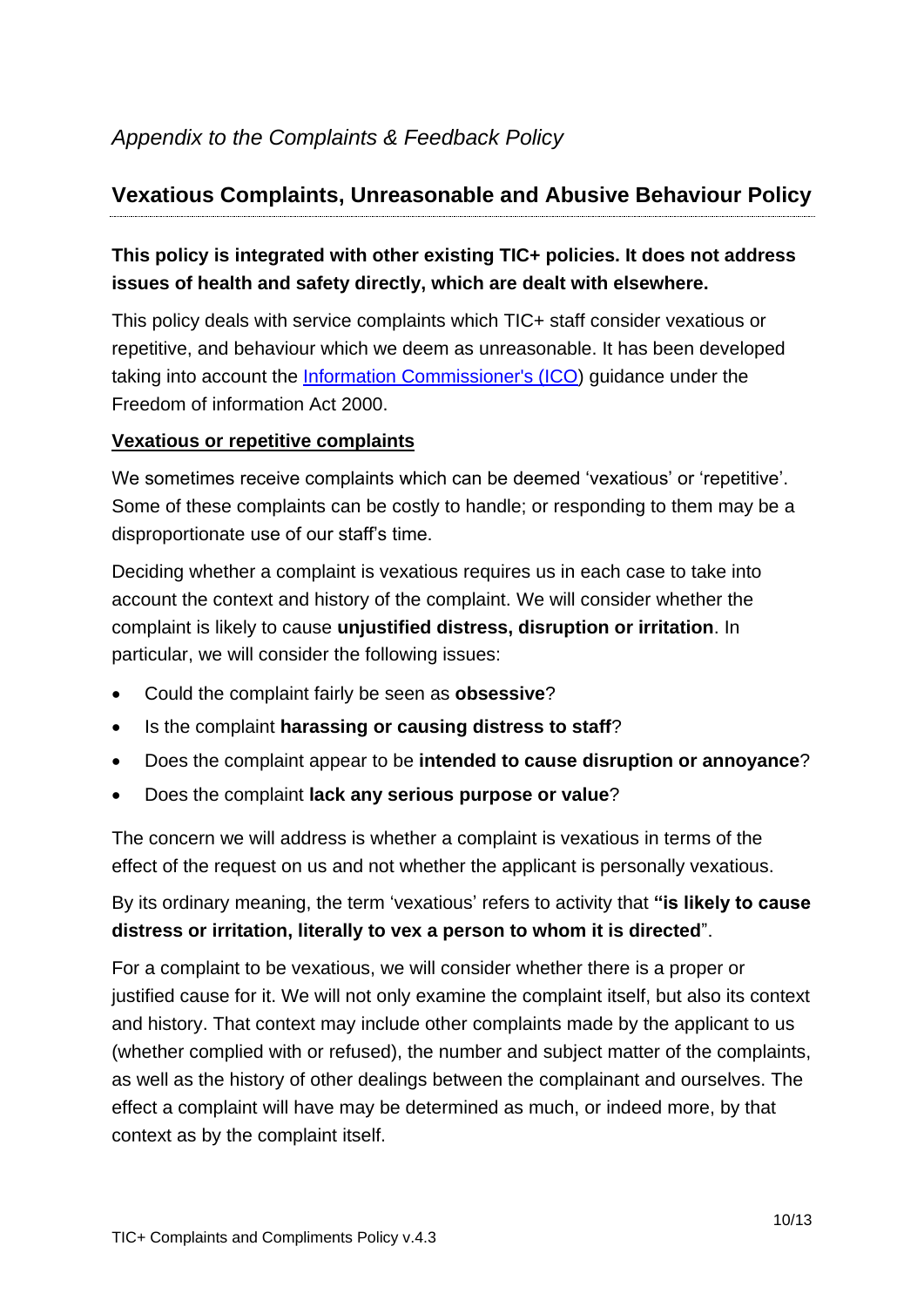*Appendix to the Complaints & Feedback Policy*

## Vexatious Complaints, Unreasonable and Abusive Behaviour Policy

**This policy is integrated with other existing TIC+ policies. It does not address issues of health and safety directly, which are dealt with elsewhere.**

This policy deals with service complaints which TIC+ staff consider vexatious or repetitive, and behaviour which we deem as unreasonable. It has been developed taking into account the [Information Commissioner's (ICO)]() guidance under the Freedom of information Act 2000.

**Vexatious or repetitive complaints**

We sometimes receive complaints which can be deemed 'vexatious' or 'repetitive'. Some of these complaints can be costly to handle; or responding to them may be a disproportionate use of our staff's time.

Deciding whether a complaint is vexatious requires us in each case to take into account the context and history of the complaint. We will consider whether the complaint is likely to cause **unjustified distress, disruption or irritation**. In particular, we will consider the following issues:

- Could the complaint fairly be seen as **obsessive**?
- Is the complaint **harassing or causing distress to staff**?
- Does the complaint appear to be **intended to cause disruption or annoyance**?
- Does the complaint **lack any serious purpose or value**?

The concern we will address is whether a complaint is vexatious in terms of the effect of the request on us and not whether the applicant is personally vexatious.

By its ordinary meaning, the term 'vexatious' refers to activity that **"is likely to cause distress or irritation, literally to vex a person to whom it is directed**".

For a complaint to be vexatious, we will consider whether there is a proper or justified cause for it. We will not only examine the complaint itself, but also its context and history. That context may include other complaints made by the applicant to us (whether complied with or refused), the number and subject matter of the complaints, as well as the history of other dealings between the complainant and ourselves. The effect a complaint will have may be determined as much, or indeed more, by that context as by the complaint itself.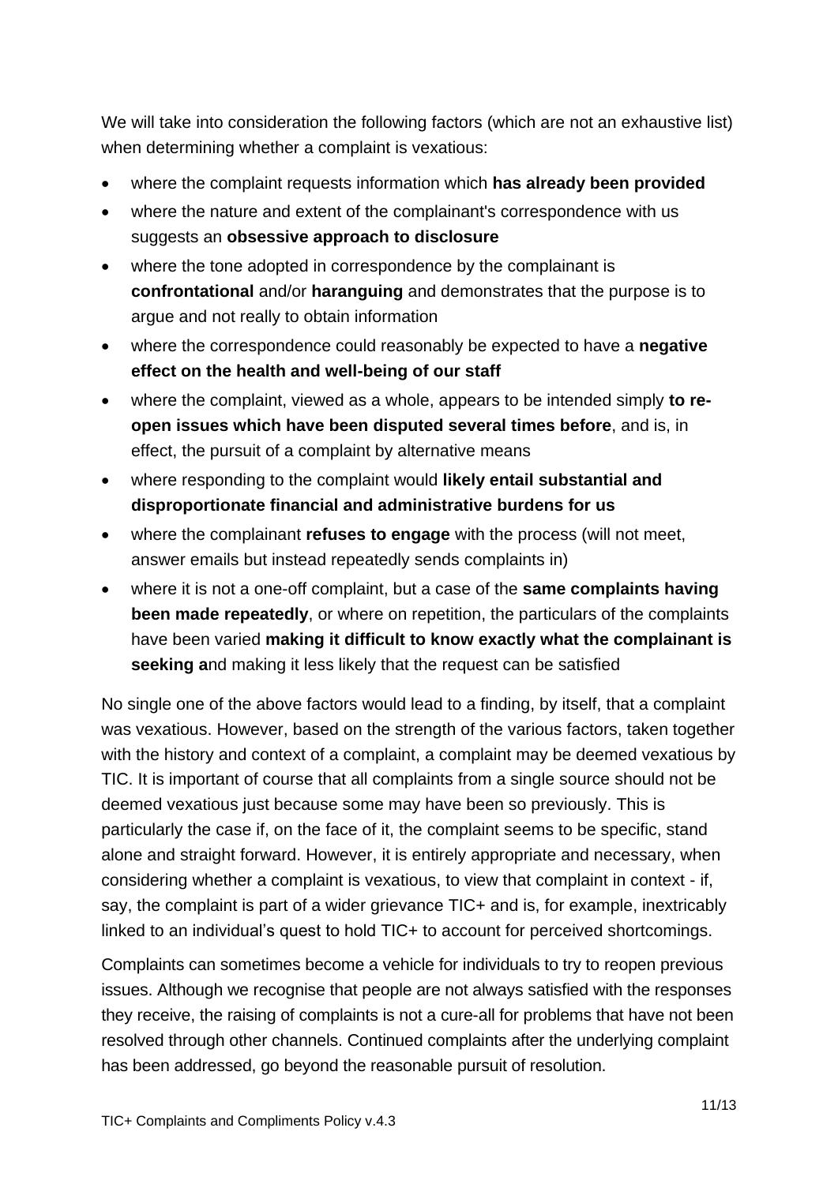We will take into consideration the following factors (which are not an exhaustive list) when determining whether a complaint is vexatious:

- where the complaint requests information which **has already been provided**
- where the nature and extent of the complainant's correspondence with us suggests an **obsessive approach to disclosure**
- where the tone adopted in correspondence by the complainant is **confrontational** and/or **haranguing** and demonstrates that the purpose is to argue and not really to obtain information
- where the correspondence could reasonably be expected to have a **negative effect on the health and well-being of our staff**
- where the complaint, viewed as a whole, appears to be intended simply **to re-open issues which have been disputed several times before**, and is, in effect, the pursuit of a complaint by alternative means
- where responding to the complaint would **likely entail substantial and disproportionate financial and administrative burdens for us**
- where the complainant **refuses to engage** with the process (will not meet, answer emails but instead repeatedly sends complaints in)
- where it is not a one-off complaint, but a case of the **same complaints having been made repeatedly**, or where on repetition, the particulars of the complaints have been varied **making it difficult to know exactly what the complainant is seeking a**nd making it less likely that the request can be satisfied

No single one of the above factors would lead to a finding, by itself, that a complaint was vexatious. However, based on the strength of the various factors, taken together with the history and context of a complaint, a complaint may be deemed vexatious by TIC. It is important of course that all complaints from a single source should not be deemed vexatious just because some may have been so previously. This is particularly the case if, on the face of it, the complaint seems to be specific, stand alone and straight forward. However, it is entirely appropriate and necessary, when considering whether a complaint is vexatious, to view that complaint in context - if, say, the complaint is part of a wider grievance TIC+ and is, for example, inextricably linked to an individual's quest to hold TIC+ to account for perceived shortcomings.

Complaints can sometimes become a vehicle for individuals to try to reopen previous issues. Although we recognise that people are not always satisfied with the responses they receive, the raising of complaints is not a cure-all for problems that have not been resolved through other channels. Continued complaints after the underlying complaint has been addressed, go beyond the reasonable pursuit of resolution.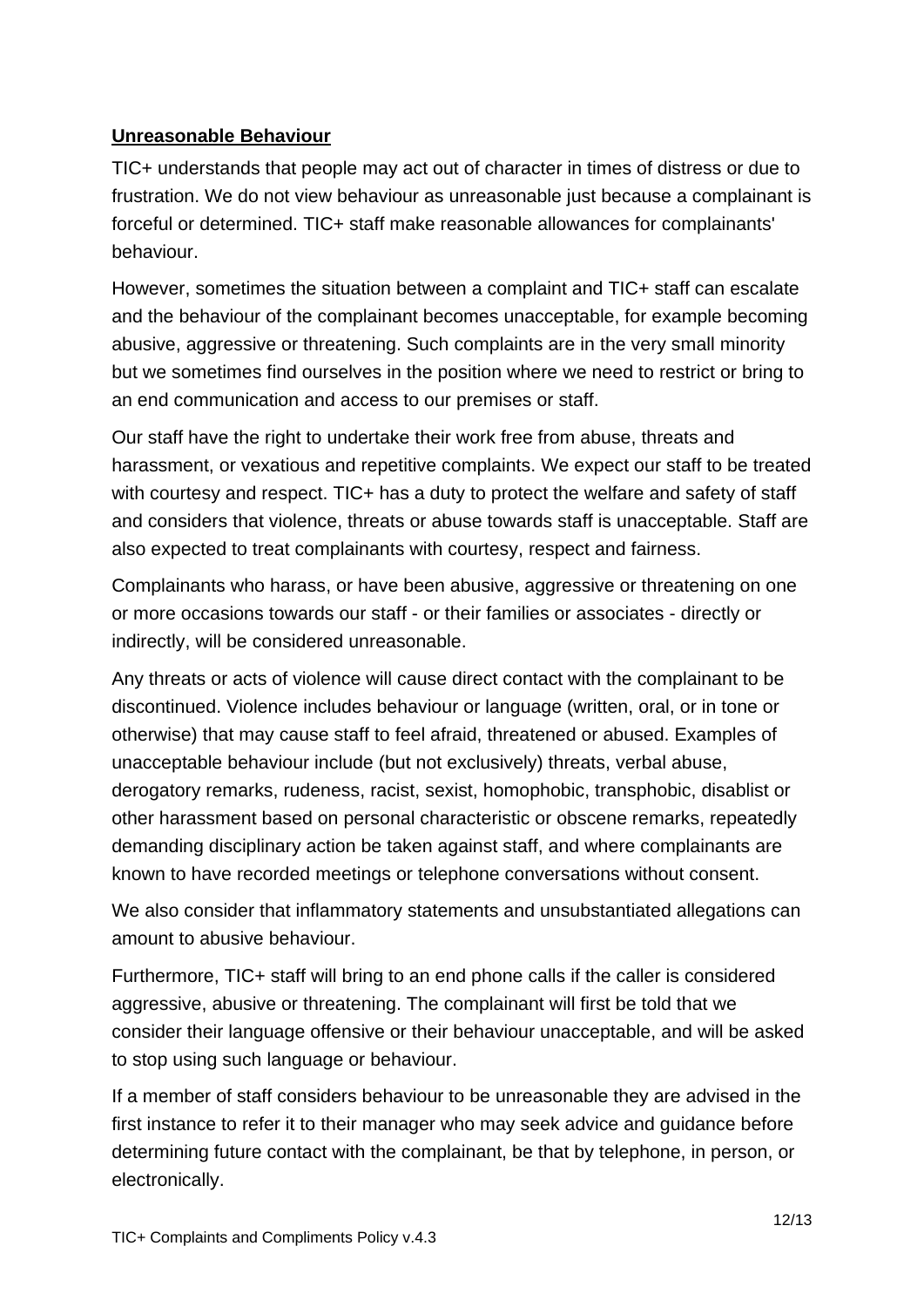**Unreasonable Behaviour**

TIC+ understands that people may act out of character in times of distress or due to frustration. We do not view behaviour as unreasonable just because a complainant is forceful or determined. TIC+ staff make reasonable allowances for complainants' behaviour.

However, sometimes the situation between a complaint and TIC+ staff can escalate and the behaviour of the complainant becomes unacceptable, for example becoming abusive, aggressive or threatening. Such complaints are in the very small minority but we sometimes find ourselves in the position where we need to restrict or bring to an end communication and access to our premises or staff.

Our staff have the right to undertake their work free from abuse, threats and harassment, or vexatious and repetitive complaints. We expect our staff to be treated with courtesy and respect. TIC+ has a duty to protect the welfare and safety of staff and considers that violence, threats or abuse towards staff is unacceptable. Staff are also expected to treat complainants with courtesy, respect and fairness.

Complainants who harass, or have been abusive, aggressive or threatening on one or more occasions towards our staff - or their families or associates - directly or indirectly, will be considered unreasonable.

Any threats or acts of violence will cause direct contact with the complainant to be discontinued. Violence includes behaviour or language (written, oral, or in tone or otherwise) that may cause staff to feel afraid, threatened or abused. Examples of unacceptable behaviour include (but not exclusively) threats, verbal abuse, derogatory remarks, rudeness, racist, sexist, homophobic, transphobic, disablist or other harassment based on personal characteristic or obscene remarks, repeatedly demanding disciplinary action be taken against staff, and where complainants are known to have recorded meetings or telephone conversations without consent.

We also consider that inflammatory statements and unsubstantiated allegations can amount to abusive behaviour.

Furthermore, TIC+ staff will bring to an end phone calls if the caller is considered aggressive, abusive or threatening. The complainant will first be told that we consider their language offensive or their behaviour unacceptable, and will be asked to stop using such language or behaviour.

If a member of staff considers behaviour to be unreasonable they are advised in the first instance to refer it to their manager who may seek advice and guidance before determining future contact with the complainant, be that by telephone, in person, or electronically.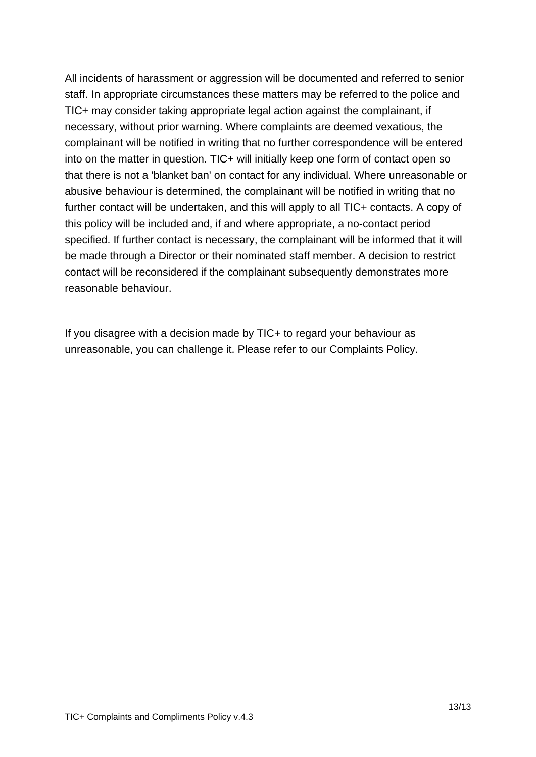All incidents of harassment or aggression will be documented and referred to senior staff. In appropriate circumstances these matters may be referred to the police and TIC+ may consider taking appropriate legal action against the complainant, if necessary, without prior warning. Where complaints are deemed vexatious, the complainant will be notified in writing that no further correspondence will be entered into on the matter in question. TIC+ will initially keep one form of contact open so that there is not a 'blanket ban' on contact for any individual. Where unreasonable or abusive behaviour is determined, the complainant will be notified in writing that no further contact will be undertaken, and this will apply to all TIC+ contacts. A copy of this policy will be included and, if and where appropriate, a no-contact period specified. If further contact is necessary, the complainant will be informed that it will be made through a Director or their nominated staff member. A decision to restrict contact will be reconsidered if the complainant subsequently demonstrates more reasonable behaviour.

If you disagree with a decision made by TIC+ to regard your behaviour as unreasonable, you can challenge it. Please refer to our Complaints Policy.